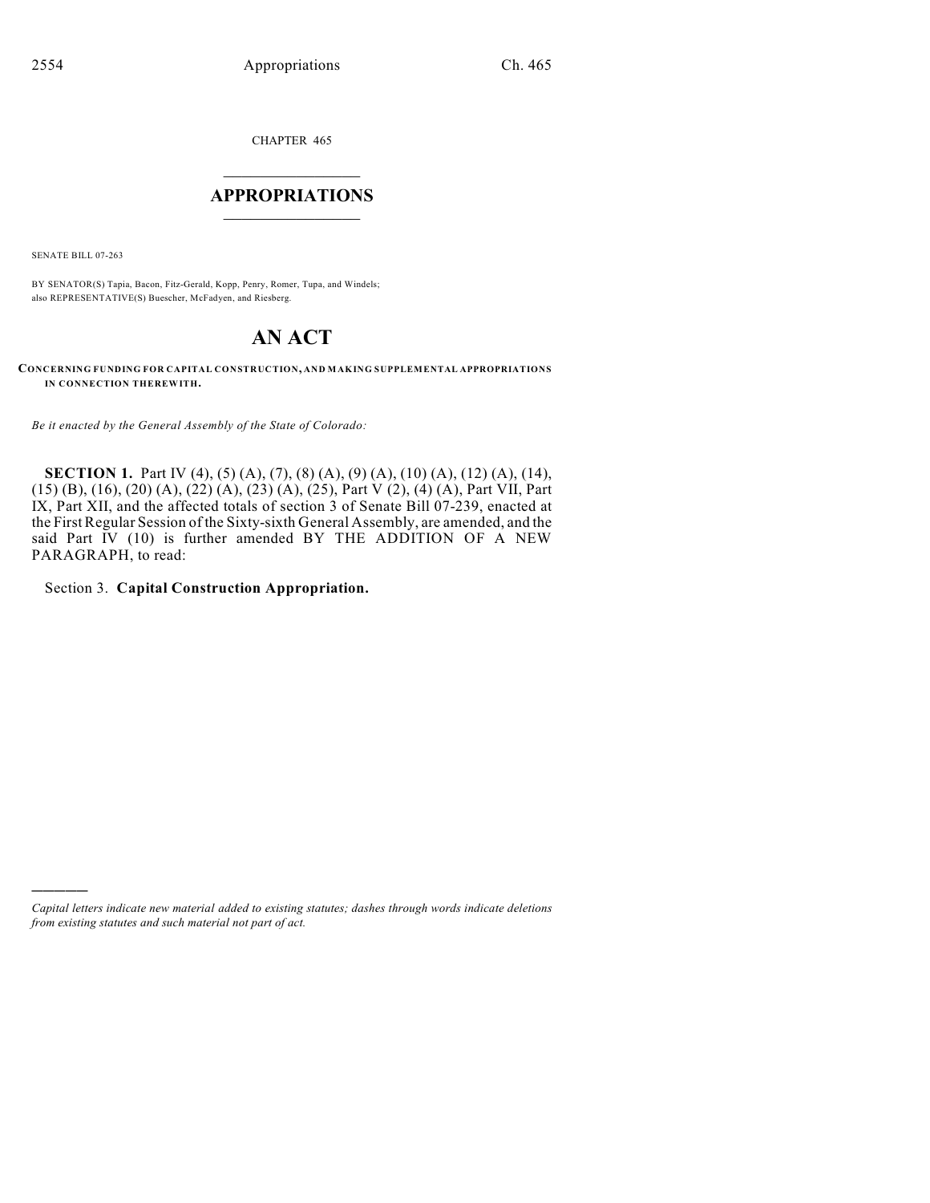CHAPTER 465

# APPROPRIATIONS

SENATE BILL 07-263

BY SENATOR(S) Tapia, Bacon, Fitz-Gerald, Kopp, Penry, Romer, Tupa, and Windels;
also REPRESENTATIVE(S) Buescher, McFadyen, and Riesberg.

# AN ACT

**CONCERNING FUNDING FOR CAPITAL CONSTRUCTION, AND MAKING SUPPLEMENTAL APPROPRIATIONS IN CONNECTION THEREWITH.**

*Be it enacted by the General Assembly of the State of Colorado:*

**SECTION 1.** Part IV (4), (5) (A), (7), (8) (A), (9) (A), (10) (A), (12) (A), (14), (15) (B), (16), (20) (A), (22) (A), (23) (A), (25), Part V (2), (4) (A), Part VII, Part IX, Part XII, and the affected totals of section 3 of Senate Bill 07-239, enacted at the First Regular Session of the Sixty-sixth General Assembly, are amended, and the said Part IV (10) is further amended BY THE ADDITION OF A NEW PARAGRAPH, to read:

Section 3. **Capital Construction Appropriation.**

---

*Capital letters indicate new material added to existing statutes; dashes through words indicate deletions from existing statutes and such material not part of act.*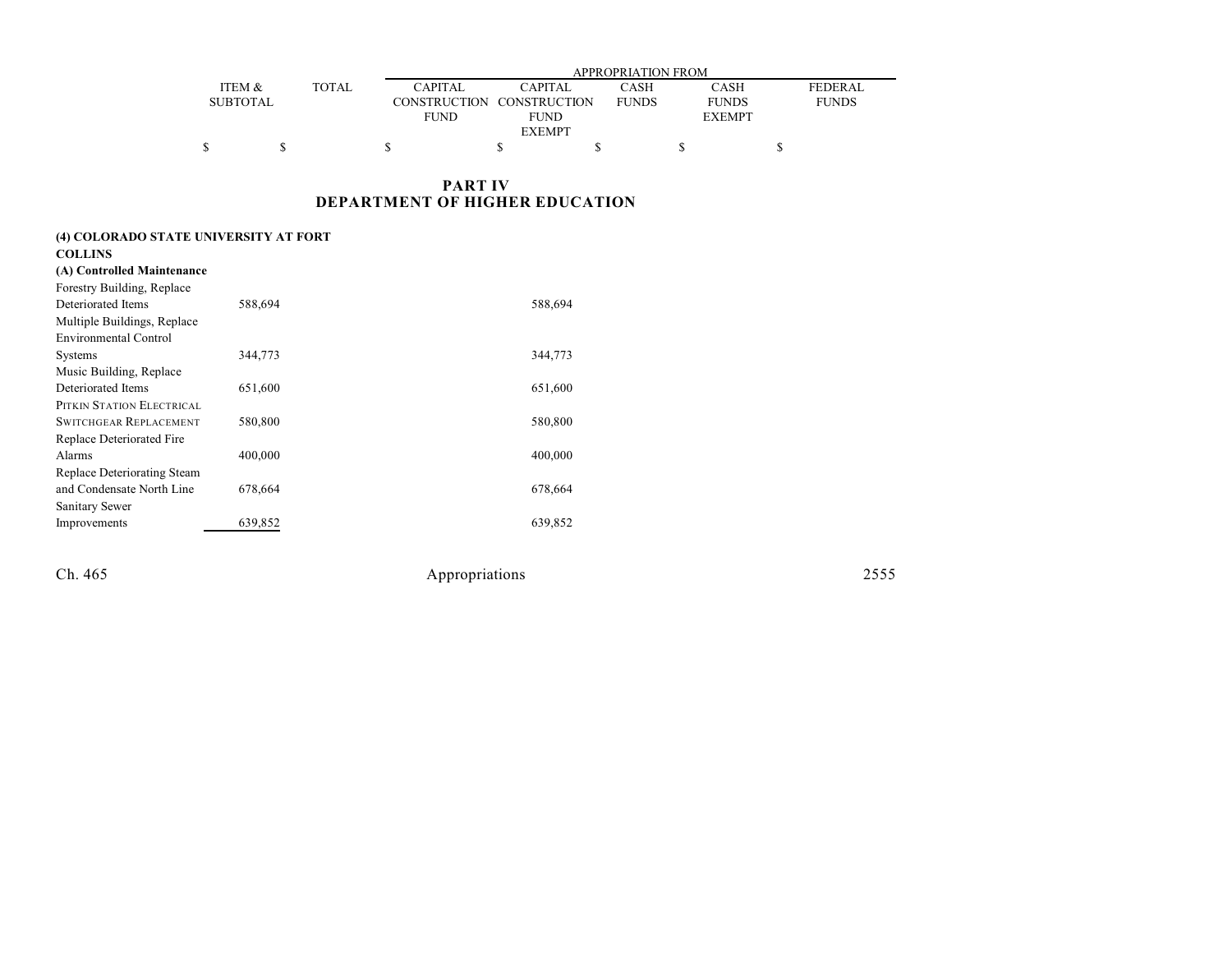| | ITEM & SUBTOTAL | TOTAL | APPROPRIATION FROM CAPITAL CONSTRUCTION FUND | CAPITAL CONSTRUCTION FUND EXEMPT | CASH FUNDS | CASH FUNDS EXEMPT | FEDERAL FUNDS |
|---|---|---|---|---|---|---|---|
| | $ | $ | $ | $ | $ | $ | $ |

## PART IV
## DEPARTMENT OF HIGHER EDUCATION

**(4) COLORADO STATE UNIVERSITY AT FORT COLLINS**

**(A) Controlled Maintenance**

| | ITEM & SUBTOTAL | TOTAL | CAPITAL CONSTRUCTION FUND | CAPITAL CONSTRUCTION FUND EXEMPT | CASH FUNDS | CASH FUNDS EXEMPT | FEDERAL FUNDS |
|---|---|---|---|---|---|---|---|
| Forestry Building, Replace Deteriorated Items | 588,694 | | | 588,694 | | | |
| Multiple Buildings, Replace Environmental Control Systems | 344,773 | | | 344,773 | | | |
| Music Building, Replace Deteriorated Items | 651,600 | | | 651,600 | | | |
| PITKIN STATION ELECTRICAL SWITCHGEAR REPLACEMENT | 580,800 | | | 580,800 | | | |
| Replace Deteriorated Fire Alarms | 400,000 | | | 400,000 | | | |
| Replace Deteriorating Steam and Condensate North Line | 678,664 | | | 678,664 | | | |
| Sanitary Sewer Improvements | 639,852 | | | 639,852 | | | |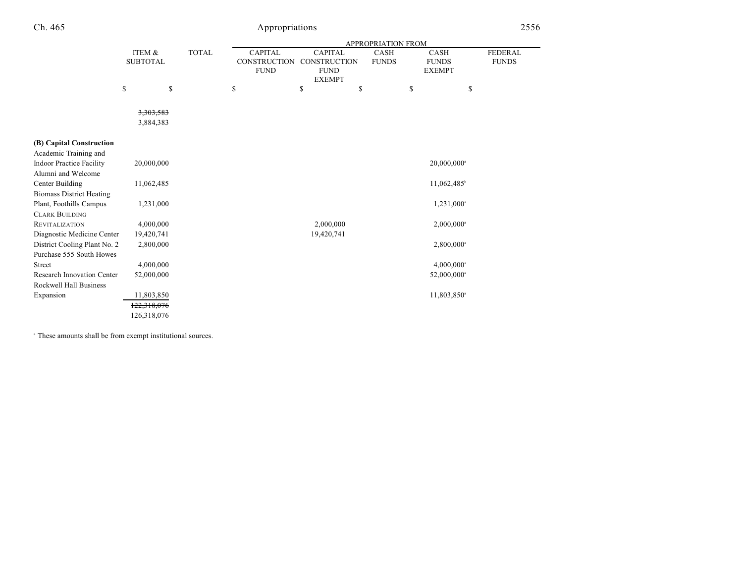| | ITEM & SUBTOTAL | TOTAL | APPROPRIATION FROM | | | | |
|---|---|---|---|---|---|---|---|
| | | | CAPITAL CONSTRUCTION FUND | CAPITAL CONSTRUCTION FUND EXEMPT | CASH FUNDS | CASH FUNDS EXEMPT | FEDERAL FUNDS |
| | $ | $ | $ | $ | $ | $ | $ |
| | ~~3,303,583~~ 3,884,383 | | | | | | |
| **(B) Capital Construction** | | | | | | | |
| Academic Training and Indoor Practice Facility | 20,000,000 | | | | | 20,000,000[a] | |
| Alumni and Welcome Center Building | 11,062,485 | | | | | 11,062,485[b] | |
| Biomass District Heating Plant, Foothills Campus | 1,231,000 | | | | | 1,231,000[a] | |
| CLARK BUILDING REVITALIZATION | 4,000,000 | | | 2,000,000 | | 2,000,000[a] | |
| Diagnostic Medicine Center | 19,420,741 | | | 19,420,741 | | | |
| District Cooling Plant No. 2 | 2,800,000 | | | | | 2,800,000[a] | |
| Purchase 555 South Howes Street | 4,000,000 | | | | | 4,000,000[a] | |
| Research Innovation Center | 52,000,000 | | | | | 52,000,000[a] | |
| Rockwell Hall Business Expansion | 11,803,850 | | | | | 11,803,850[a] | |
| | ~~122,318,076~~ 126,318,076 | | | | | | |

[a] These amounts shall be from exempt institutional sources.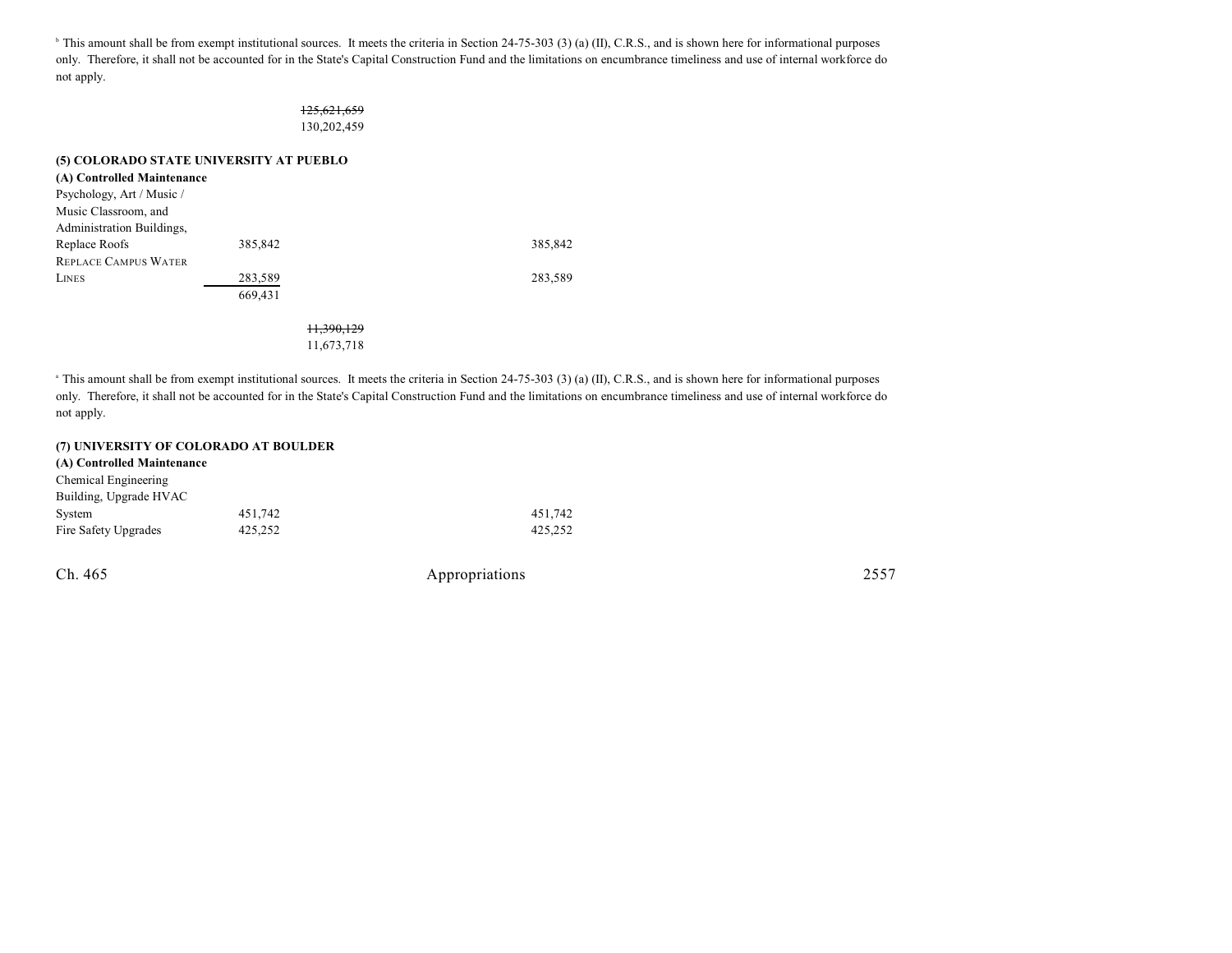[b] This amount shall be from exempt institutional sources. It meets the criteria in Section 24-75-303 (3) (a) (II), C.R.S., and is shown here for informational purposes only. Therefore, it shall not be accounted for in the State's Capital Construction Fund and the limitations on encumbrance timeliness and use of internal workforce do not apply.

| | | | |
|---|---|---|---|
| | | ~~125,621,659~~ | |
| | | 130,202,459 | |

**(5) COLORADO STATE UNIVERSITY AT PUEBLO**

**(A) Controlled Maintenance**

| | | | |
|---|---|---|---|
| Psychology, Art / Music / Music Classroom, and Administration Buildings, Replace Roofs | 385,842 | | 385,842 |
| REPLACE CAMPUS WATER LINES | 283,589 | | 283,589 |
| | 669,431 | | |
| | | ~~11,390,129~~ | |
| | | 11,673,718 | |

[a] This amount shall be from exempt institutional sources. It meets the criteria in Section 24-75-303 (3) (a) (II), C.R.S., and is shown here for informational purposes only. Therefore, it shall not be accounted for in the State's Capital Construction Fund and the limitations on encumbrance timeliness and use of internal workforce do not apply.

**(7) UNIVERSITY OF COLORADO AT BOULDER**

**(A) Controlled Maintenance**

| | | | |
|---|---|---|---|
| Chemical Engineering Building, Upgrade HVAC System | 451,742 | | 451,742 |
| Fire Safety Upgrades | 425,252 | | 425,252 |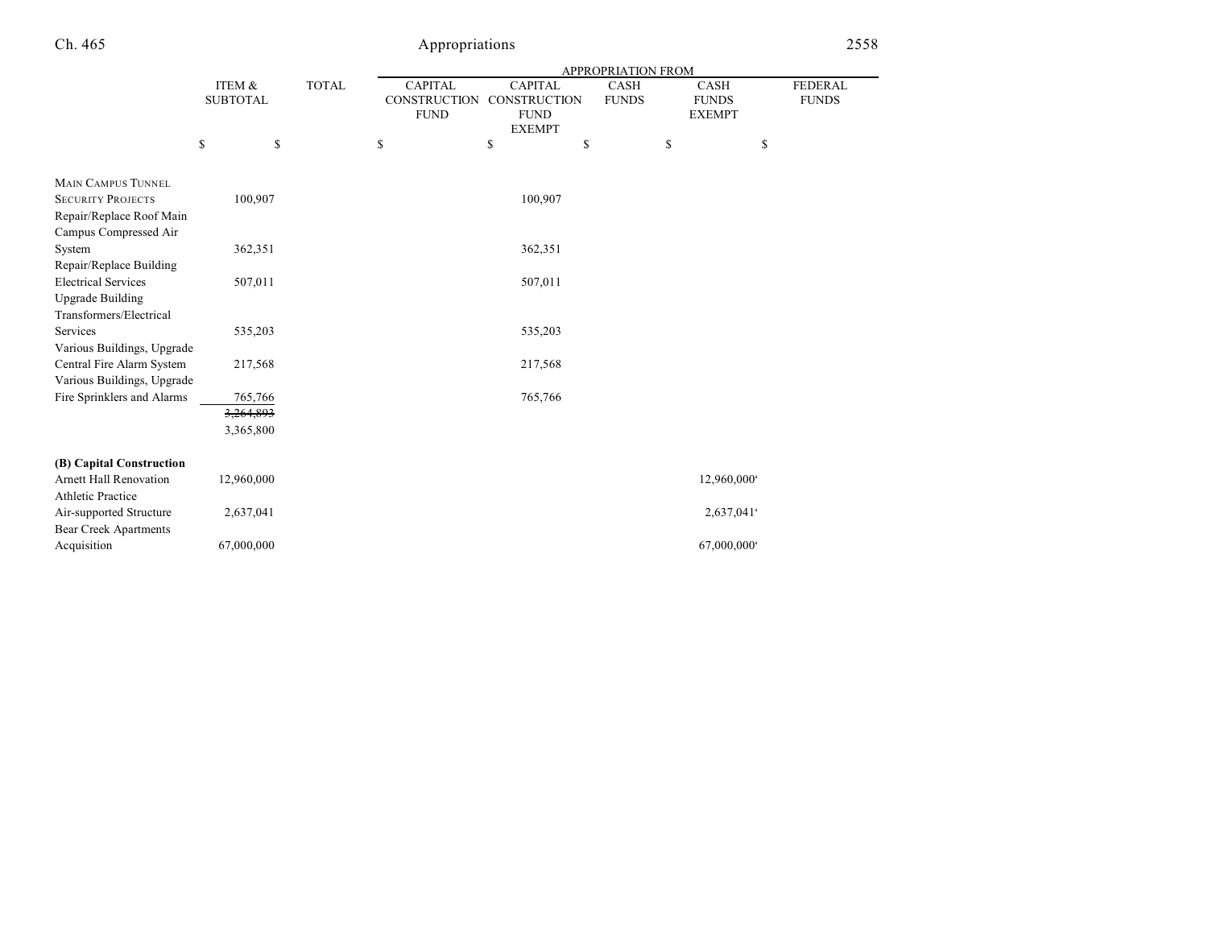| | ITEM & SUBTOTAL | TOTAL | APPROPRIATION FROM CAPITAL CONSTRUCTION FUND | CAPITAL CONSTRUCTION FUND EXEMPT | CASH FUNDS | CASH FUNDS EXEMPT | FEDERAL FUNDS |
|---|---|---|---|---|---|---|---|
| | $ | $ | $ | $ | $ | $ | $ |
| MAIN CAMPUS TUNNEL SECURITY PROJECTS | 100,907 | | | 100,907 | | | |
| Repair/Replace Roof Main Campus Compressed Air System | 362,351 | | | 362,351 | | | |
| Repair/Replace Building Electrical Services | 507,011 | | | 507,011 | | | |
| Upgrade Building Transformers/Electrical Services | 535,203 | | | 535,203 | | | |
| Various Buildings, Upgrade Central Fire Alarm System | 217,568 | | | 217,568 | | | |
| Various Buildings, Upgrade Fire Sprinklers and Alarms | 765,766 | | | 765,766 | | | |
| | ~~3,264,893~~ 3,365,800 | | | | | | |
| **(B) Capital Construction** | | | | | | | |
| Arnett Hall Renovation | 12,960,000 | | | | | 12,960,000[a] | |
| Athletic Practice Air-supported Structure | 2,637,041 | | | | | 2,637,041[a] | |
| Bear Creek Apartments Acquisition | 67,000,000 | | | | | 67,000,000[a] | |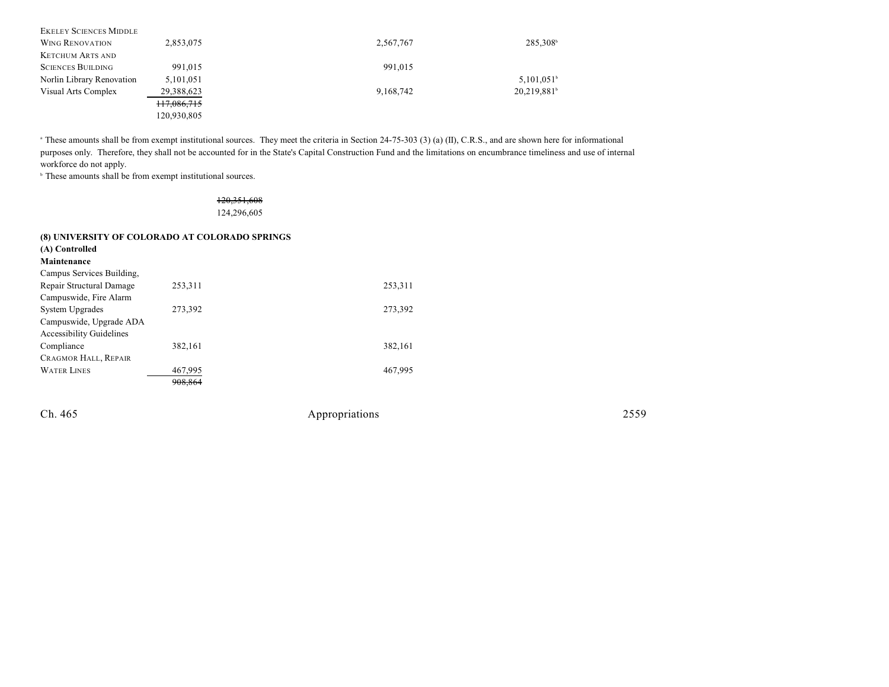| | | | |
|---|---|---|---|
| EKELEY SCIENCES MIDDLE WING RENOVATION | 2,853,075 | 2,567,767 | 285,308[b] |
| KETCHUM ARTS AND SCIENCES BUILDING | 991,015 | 991,015 | |
| Norlin Library Renovation | 5,101,051 | | 5,101,051[b] |
| Visual Arts Complex | 29,388,623 | 9,168,742 | 20,219,881[b] |
| | ~~117,086,715~~ | | |
| | 120,930,805 | | |

[a] These amounts shall be from exempt institutional sources. They meet the criteria in Section 24-75-303 (3) (a) (II), C.R.S., and are shown here for informational purposes only. Therefore, they shall not be accounted for in the State's Capital Construction Fund and the limitations on encumbrance timeliness and use of internal workforce do not apply.

[b] These amounts shall be from exempt institutional sources.

~~120,351,608~~
124,296,605

**(8) UNIVERSITY OF COLORADO AT COLORADO SPRINGS**

**(A) Controlled Maintenance**

| | | |
|---|---|---|
| Campus Services Building, Repair Structural Damage | 253,311 | 253,311 |
| Campuswide, Fire Alarm System Upgrades | 273,392 | 273,392 |
| Campuswide, Upgrade ADA Accessibility Guidelines Compliance | 382,161 | 382,161 |
| CRAGMOR HALL, REPAIR WATER LINES | 467,995 | 467,995 |
| | ~~908,864~~ | |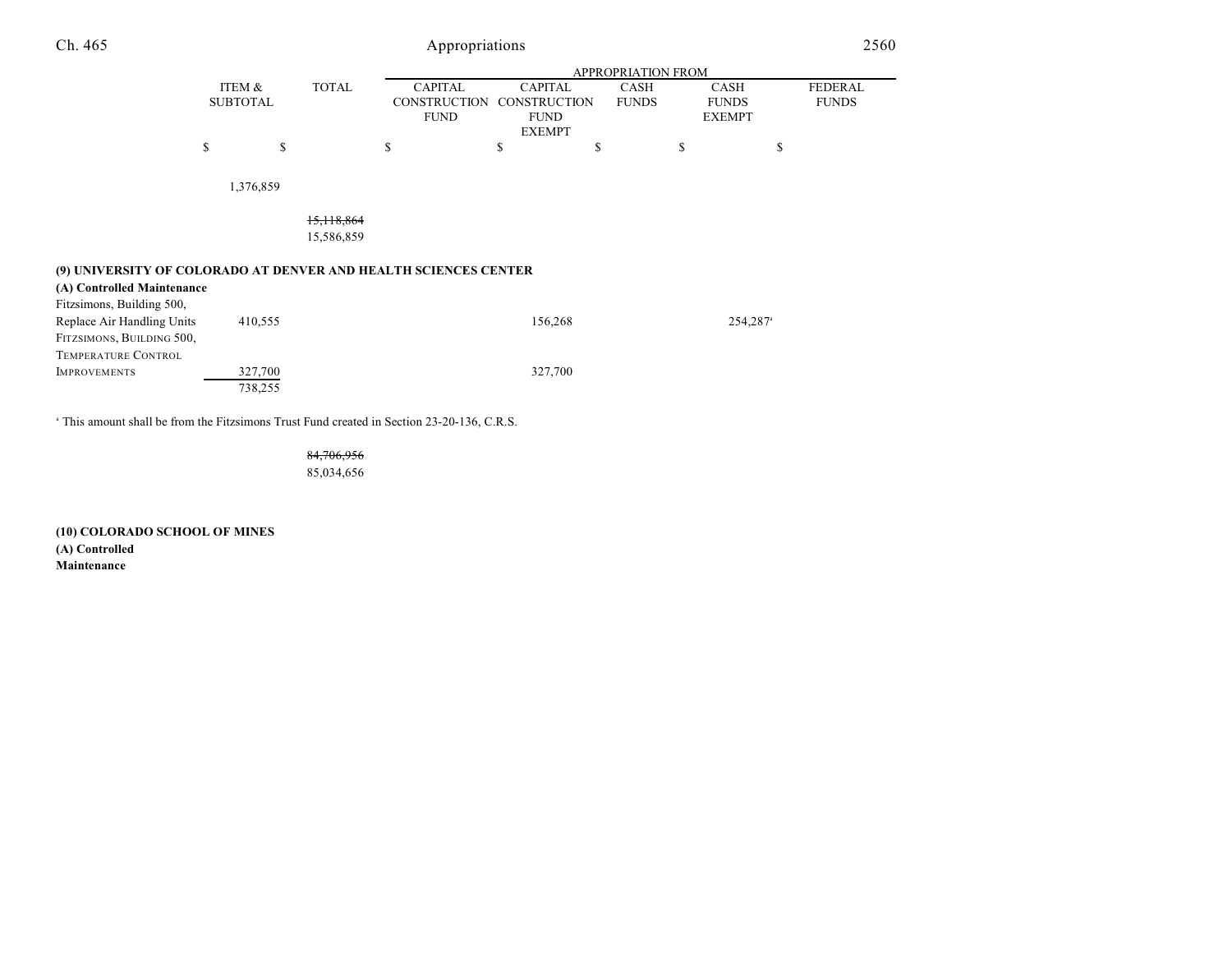| | ITEM & SUBTOTAL | TOTAL | APPROPRIATION FROM CAPITAL CONSTRUCTION FUND | CAPITAL CONSTRUCTION FUND EXEMPT | CASH FUNDS | CASH FUNDS EXEMPT | FEDERAL FUNDS |
|---|---|---|---|---|---|---|---|
| | $ | $ | $ | $ | $ | $ | $ |
| | 1,376,859 | | | | | | |
| | | ~~15,118,864~~ 15,586,859 | | | | | |
| **(9) UNIVERSITY OF COLORADO AT DENVER AND HEALTH SCIENCES CENTER** | | | | | | | |
| **(A) Controlled Maintenance** | | | | | | | |
| Fitzsimons, Building 500, Replace Air Handling Units | 410,555 | | | 156,268 | | 254,287[a] | |
| FITZSIMONS, BUILDING 500, TEMPERATURE CONTROL IMPROVEMENTS | 327,700 | | | 327,700 | | | |
| | 738,255 | | | | | | |

[a] This amount shall be from the Fitzsimons Trust Fund created in Section 23-20-136, C.R.S.

| | ITEM & SUBTOTAL | TOTAL | CAPITAL CONSTRUCTION FUND | CAPITAL CONSTRUCTION FUND EXEMPT | CASH FUNDS | CASH FUNDS EXEMPT | FEDERAL FUNDS |
|---|---|---|---|---|---|---|---|
| | | ~~84,706,956~~ 85,034,656 | | | | | |

**(10) COLORADO SCHOOL OF MINES**

**(A) Controlled Maintenance**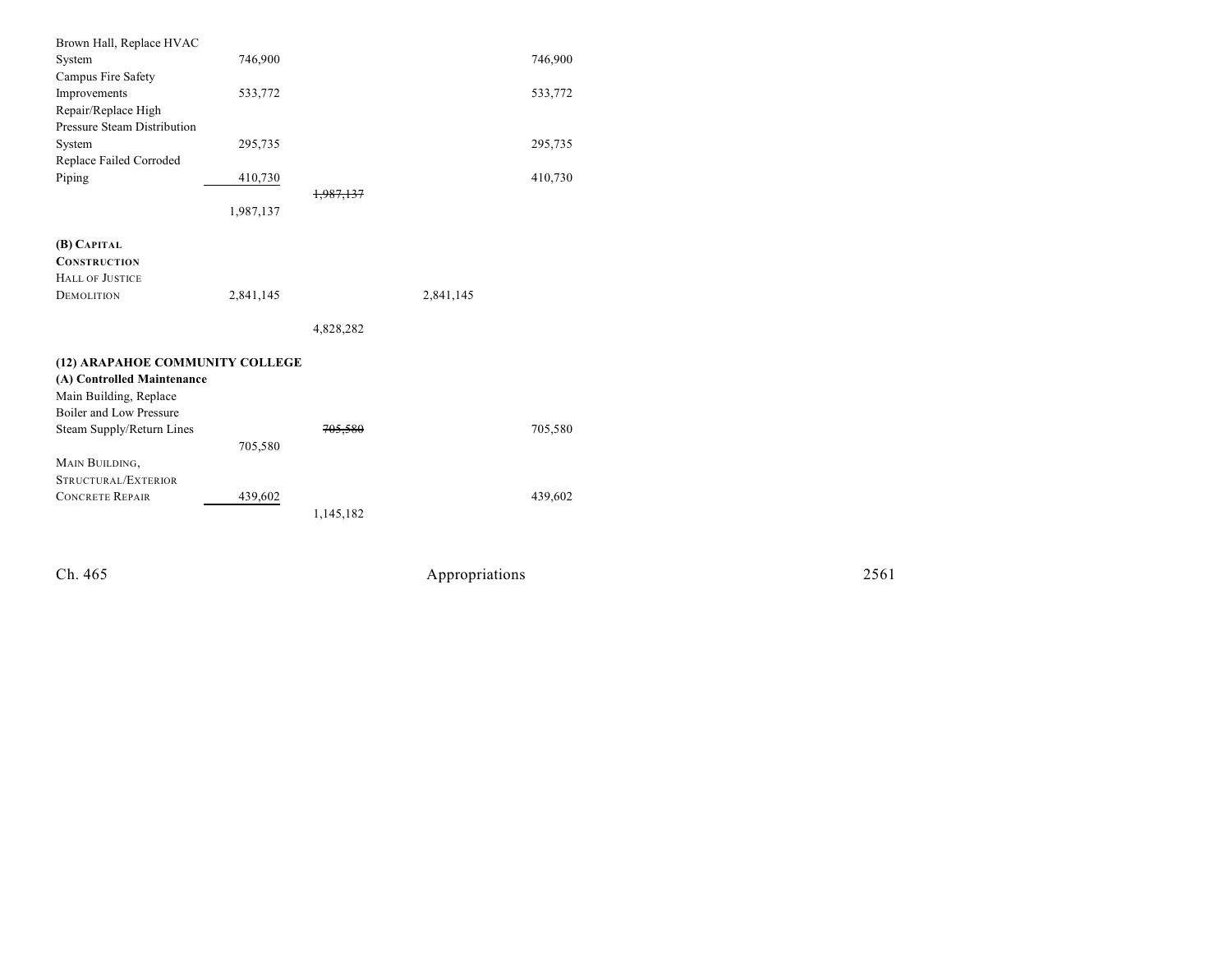| | | | | |
|---|---|---|---|---|
| Brown Hall, Replace HVAC System | 746,900 | | | 746,900 |
| Campus Fire Safety Improvements | 533,772 | | | 533,772 |
| Repair/Replace High Pressure Steam Distribution System | 295,735 | | | 295,735 |
| Replace Failed Corroded Piping | 410,730 | | | 410,730 |
| | | ~~1,987,137~~ | | |
| | 1,987,137 | | | |
| **(B) CAPITAL CONSTRUCTION** | | | | |
| HALL OF JUSTICE DEMOLITION | 2,841,145 | | 2,841,145 | |
| | | 4,828,282 | | |
| **(12) ARAPAHOE COMMUNITY COLLEGE** | | | | |
| **(A) Controlled Maintenance** | | | | |
| Main Building, Replace Boiler and Low Pressure Steam Supply/Return Lines | | ~~705,580~~ | | 705,580 |
| | 705,580 | | | |
| MAIN BUILDING, STRUCTURAL/EXTERIOR CONCRETE REPAIR | 439,602 | | | 439,602 |
| | | 1,145,182 | | |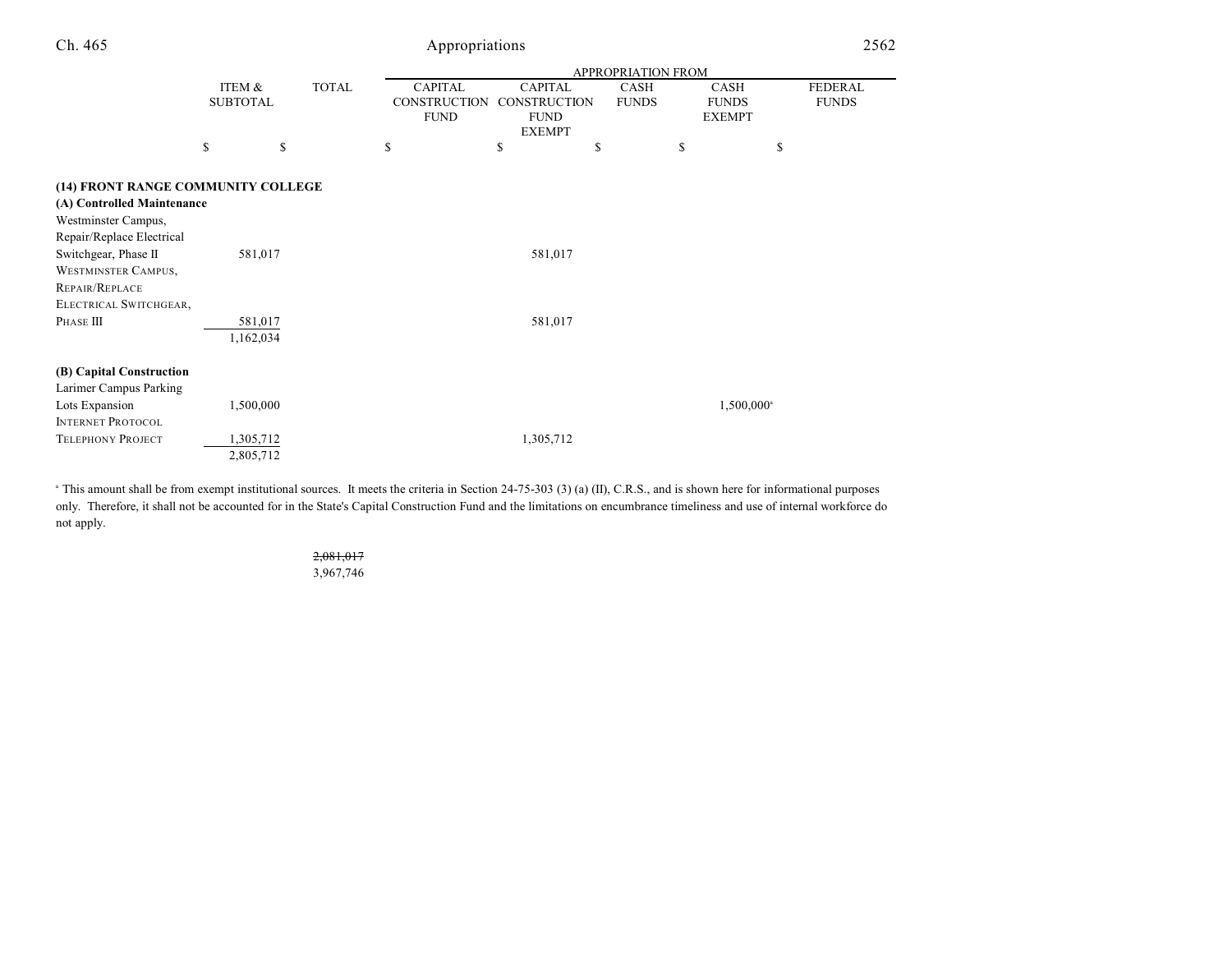| | ITEM & SUBTOTAL | TOTAL | APPROPRIATION FROM CAPITAL CONSTRUCTION FUND | CAPITAL CONSTRUCTION FUND EXEMPT | CASH FUNDS | CASH FUNDS EXEMPT | FEDERAL FUNDS |
|---|---|---|---|---|---|---|---|
| | $ | $ | $ | $ | $ | $ | $ |
| **(14) FRONT RANGE COMMUNITY COLLEGE** | | | | | | | |
| **(A) Controlled Maintenance** | | | | | | | |
| Westminster Campus, Repair/Replace Electrical Switchgear, Phase II | 581,017 | | | 581,017 | | | |
| WESTMINSTER CAMPUS, REPAIR/REPLACE ELECTRICAL SWITCHGEAR, PHASE III | 581,017 | | | 581,017 | | | |
| | 1,162,034 | | | | | | |
| **(B) Capital Construction** | | | | | | | |
| Larimer Campus Parking Lots Expansion | 1,500,000 | | | | | 1,500,000[a] | |
| INTERNET PROTOCOL TELEPHONY PROJECT | 1,305,712 | | | 1,305,712 | | | |
| | 2,805,712 | | | | | | |
| | | ~~2,081,017~~ 3,967,746 | | | | | |

[a] This amount shall be from exempt institutional sources. It meets the criteria in Section 24-75-303 (3) (a) (II), C.R.S., and is shown here for informational purposes only. Therefore, it shall not be accounted for in the State's Capital Construction Fund and the limitations on encumbrance timeliness and use of internal workforce do not apply.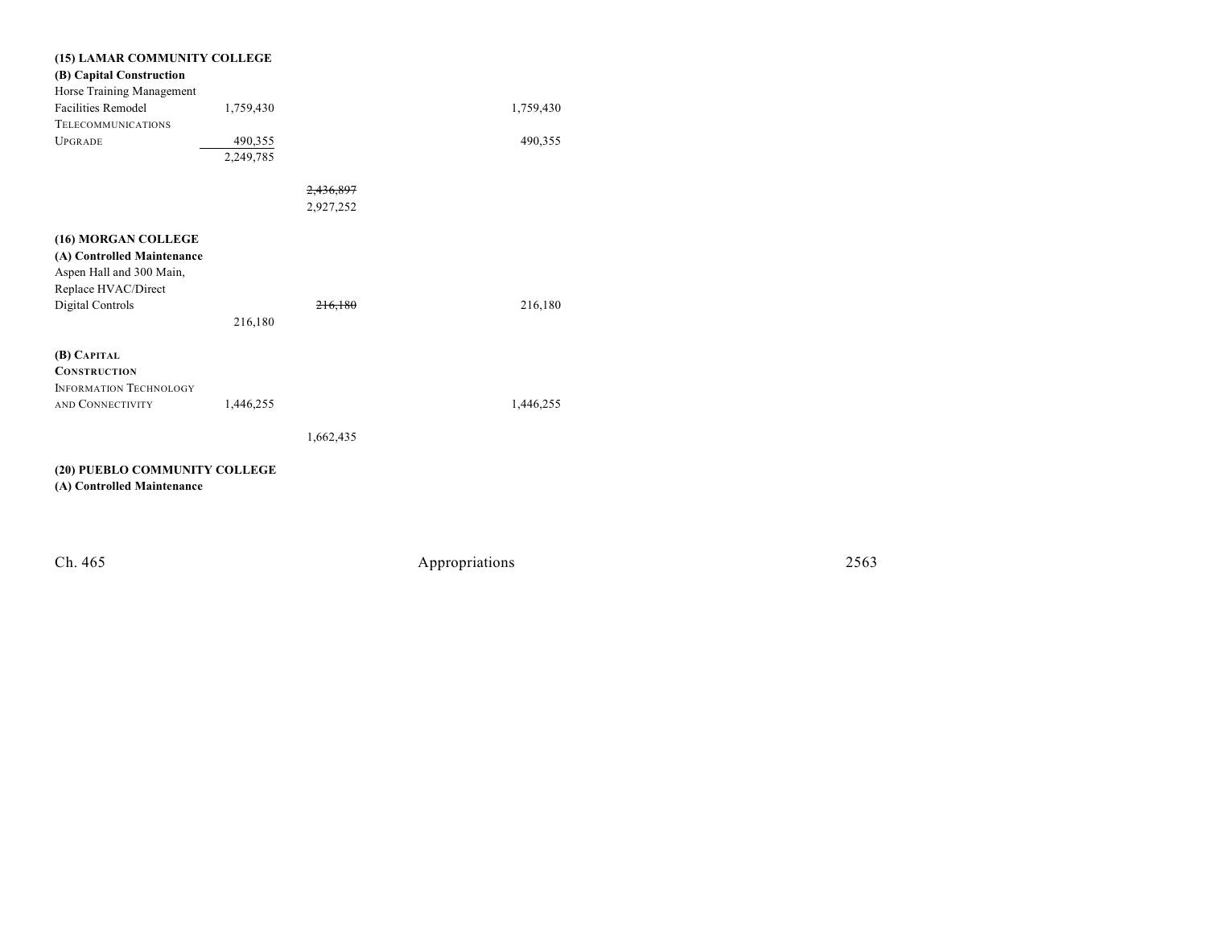| | | | |
|---|---|---|---|
| **(15) LAMAR COMMUNITY COLLEGE** | | | |
| **(B) Capital Construction** | | | |
| Horse Training Management Facilities Remodel | 1,759,430 | | 1,759,430 |
| TELECOMMUNICATIONS UPGRADE | 490,355 | | 490,355 |
| | 2,249,785 | | |
| | | ~~2,436,897~~ | |
| | | 2,927,252 | |
| **(16) MORGAN COLLEGE** | | | |
| **(A) Controlled Maintenance** | | | |
| Aspen Hall and 300 Main, Replace HVAC/Direct Digital Controls | | ~~216,180~~ | 216,180 |
| | 216,180 | | |
| **(B) CAPITAL CONSTRUCTION** | | | |
| INFORMATION TECHNOLOGY AND CONNECTIVITY | 1,446,255 | | 1,446,255 |
| | | 1,662,435 | |
| **(20) PUEBLO COMMUNITY COLLEGE** | | | |
| **(A) Controlled Maintenance** | | | |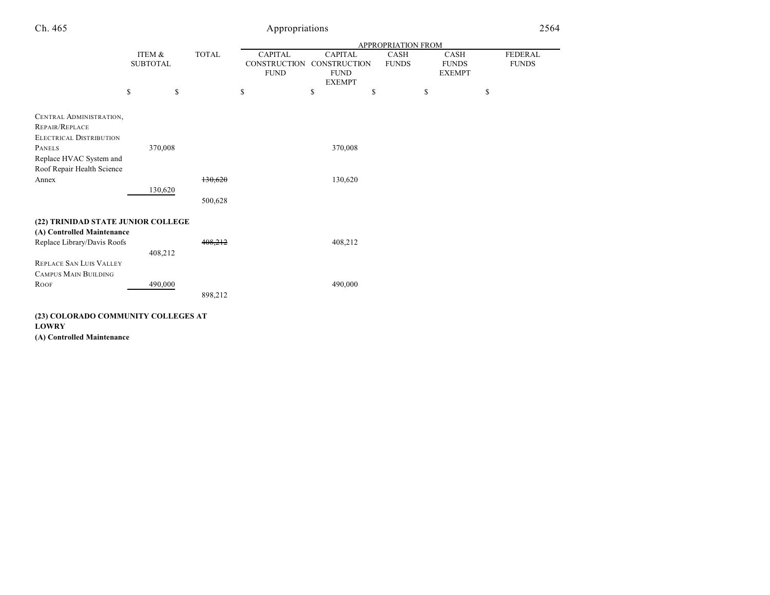| | ITEM & SUBTOTAL | TOTAL | APPROPRIATION FROM | | | | |
|---|---|---|---|---|---|---|---|
| | | | CAPITAL CONSTRUCTION FUND | CAPITAL CONSTRUCTION FUND EXEMPT | CASH FUNDS | CASH FUNDS EXEMPT | FEDERAL FUNDS |
| | $ | $ | $ | $ | $ | $ | $ |
| CENTRAL ADMINISTRATION, REPAIR/REPLACE ELECTRICAL DISTRIBUTION PANELS | 370,008 | | | 370,008 | | | |
| Replace HVAC System and Roof Repair Health Science Annex | | ~~130,620~~ | | 130,620 | | | |
| | 130,620 | | | | | | |
| | | 500,628 | | | | | |
| **(22) TRINIDAD STATE JUNIOR COLLEGE** | | | | | | | |
| **(A) Controlled Maintenance** | | | | | | | |
| Replace Library/Davis Roofs | | ~~408,212~~ | | 408,212 | | | |
| | 408,212 | | | | | | |
| REPLACE SAN LUIS VALLEY CAMPUS MAIN BUILDING ROOF | 490,000 | | | 490,000 | | | |
| | | 898,212 | | | | | |

**(23) COLORADO COMMUNITY COLLEGES AT LOWRY**

**(A) Controlled Maintenance**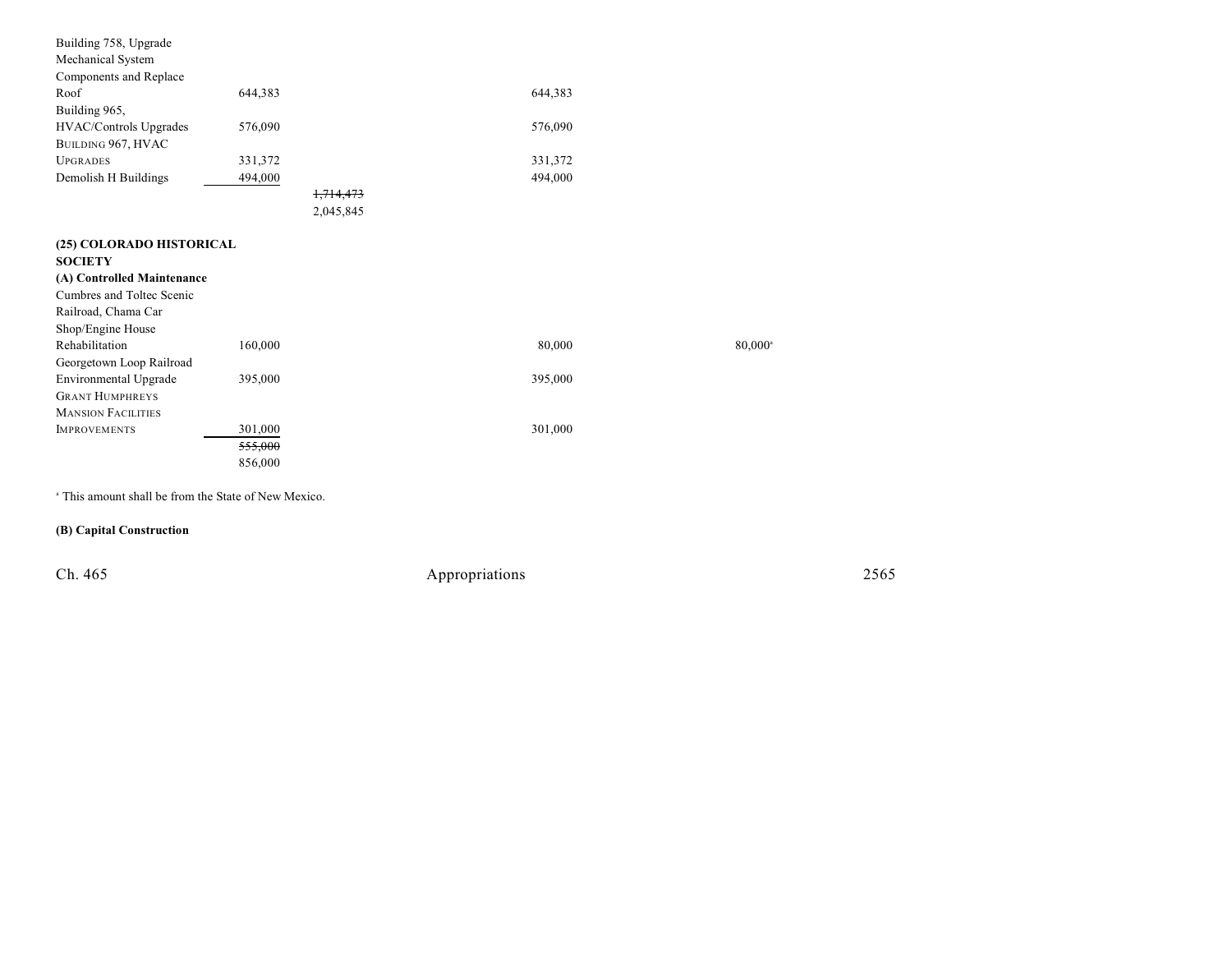| | | | | |
|---|---|---|---|---|
| Building 758, Upgrade Mechanical System Components and Replace Roof | 644,383 | | 644,383 | |
| Building 965, HVAC/Controls Upgrades | 576,090 | | 576,090 | |
| BUILDING 967, HVAC UPGRADES | 331,372 | | 331,372 | |
| Demolish H Buildings | 494,000 | | 494,000 | |
| | | ~~1,714,473~~ | | |
| | | 2,045,845 | | |

**(25) COLORADO HISTORICAL SOCIETY**

**(A) Controlled Maintenance**

| | | | | |
|---|---|---|---|---|
| Cumbres and Toltec Scenic Railroad, Chama Car Shop/Engine House Rehabilitation | 160,000 | | 80,000 | 80,000[a] |
| Georgetown Loop Railroad Environmental Upgrade | 395,000 | | 395,000 | |
| GRANT HUMPHREYS MANSION FACILITIES IMPROVEMENTS | 301,000 | | 301,000 | |
| | ~~555,000~~ | | | |
| | 856,000 | | | |

[a] This amount shall be from the State of New Mexico.

**(B) Capital Construction**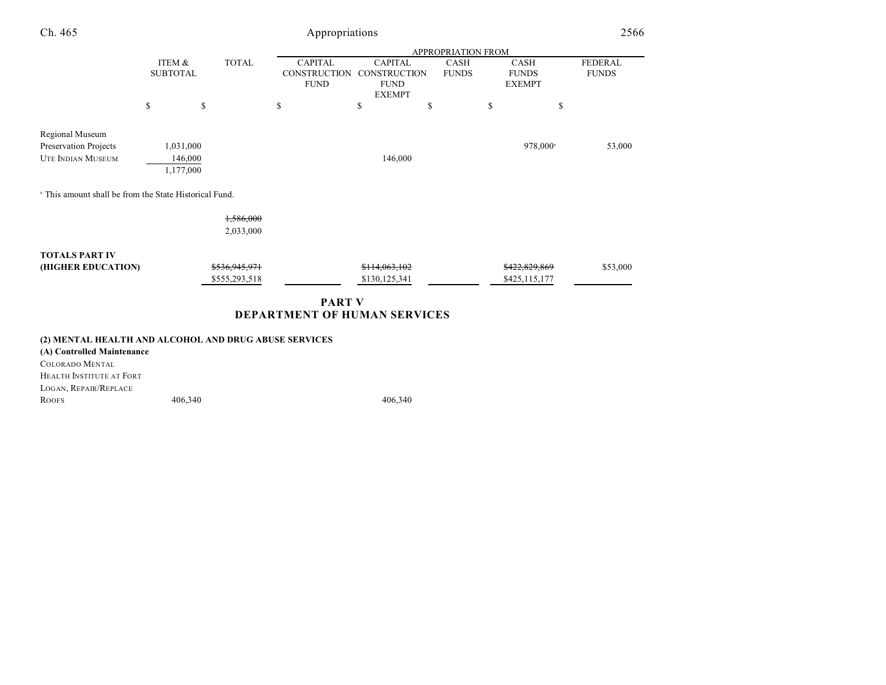| | ITEM & SUBTOTAL | TOTAL | CAPITAL CONSTRUCTION FUND | CAPITAL CONSTRUCTION FUND EXEMPT | CASH FUNDS | CASH FUNDS EXEMPT | FEDERAL FUNDS |
|---|---|---|---|---|---|---|---|
| | | | APPROPRIATION FROM | | | | |
| | $ | $ | $ | $ | $ | $ | $ |
| Regional Museum Preservation Projects | 1,031,000 | | | | | 978,000[a] | 53,000 |
| UTE INDIAN MUSEUM | 146,000 | | | 146,000 | | | |
| | 1,177,000 | | | | | | |

[a] This amount shall be from the State Historical Fund.

| | ITEM & SUBTOTAL | TOTAL | CAPITAL CONSTRUCTION FUND | CAPITAL CONSTRUCTION FUND EXEMPT | CASH FUNDS | CASH FUNDS EXEMPT | FEDERAL FUNDS |
|---|---|---|---|---|---|---|---|
| | | ~~1,586,000~~ 2,033,000 | | | | | |
| **TOTALS PART IV (HIGHER EDUCATION)** | | ~~$536,945,971~~ $555,293,518 | | ~~$114,063,102~~ $130,125,341 | | ~~$422,829,869~~ $425,115,177 | $53,000 |

## PART V
## DEPARTMENT OF HUMAN SERVICES

**(2) MENTAL HEALTH AND ALCOHOL AND DRUG ABUSE SERVICES**

**(A) Controlled Maintenance**

| | ITEM & SUBTOTAL | TOTAL | CAPITAL CONSTRUCTION FUND | CAPITAL CONSTRUCTION FUND EXEMPT | CASH FUNDS | CASH FUNDS EXEMPT | FEDERAL FUNDS |
|---|---|---|---|---|---|---|---|
| COLORADO MENTAL HEALTH INSTITUTE AT FORT LOGAN, REPAIR/REPLACE ROOFS | 406,340 | | | 406,340 | | | |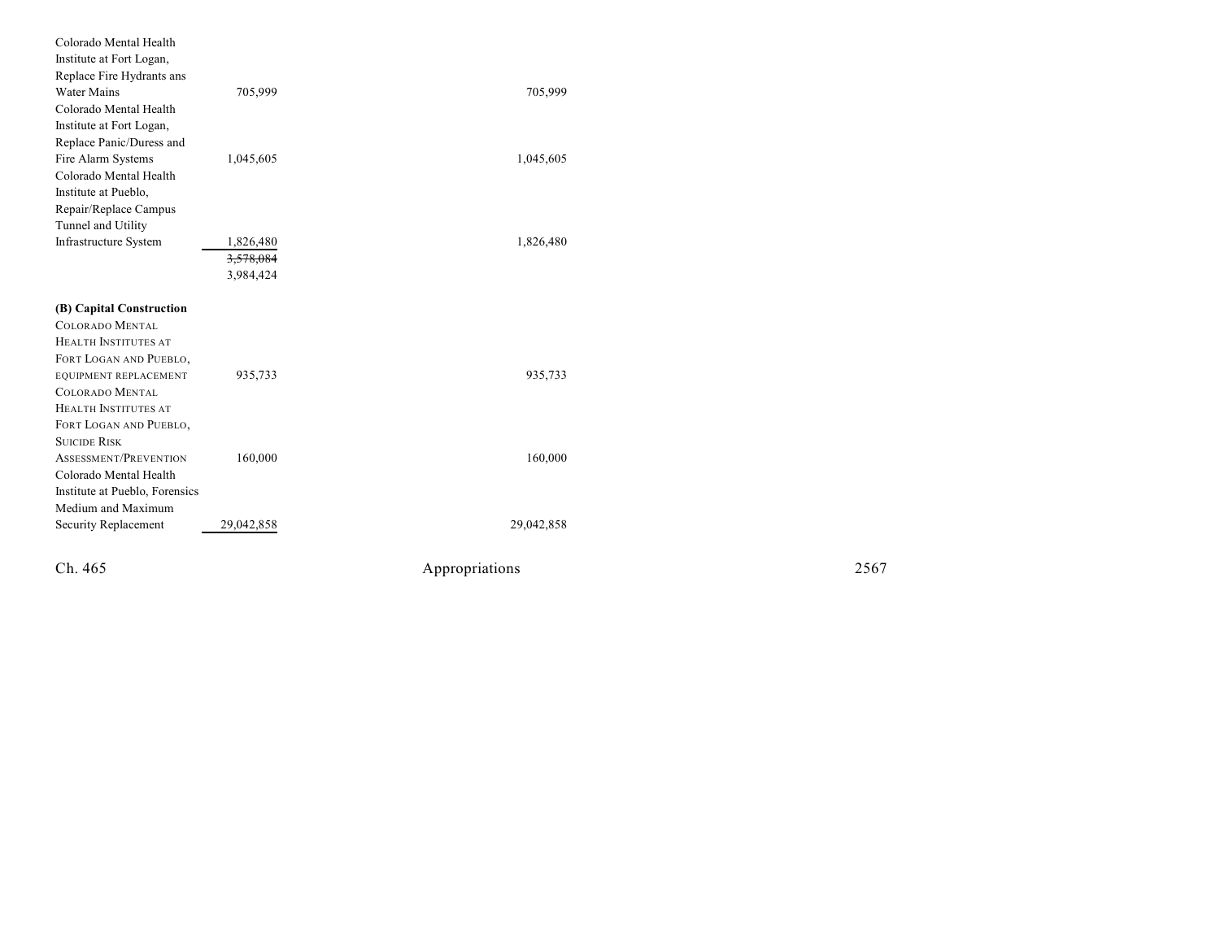| | | |
|---|---|---|
| Colorado Mental Health Institute at Fort Logan, Replace Fire Hydrants ans Water Mains | 705,999 | 705,999 |
| Colorado Mental Health Institute at Fort Logan, Replace Panic/Duress and Fire Alarm Systems | 1,045,605 | 1,045,605 |
| Colorado Mental Health Institute at Pueblo, Repair/Replace Campus Tunnel and Utility Infrastructure System | 1,826,480 | 1,826,480 |
| | ~~3,578,084~~ 3,984,424 | |
| **(B) Capital Construction** | | |
| COLORADO MENTAL HEALTH INSTITUTES AT FORT LOGAN AND PUEBLO, EQUIPMENT REPLACEMENT | 935,733 | 935,733 |
| COLORADO MENTAL HEALTH INSTITUTES AT FORT LOGAN AND PUEBLO, SUICIDE RISK ASSESSMENT/PREVENTION | 160,000 | 160,000 |
| Colorado Mental Health Institute at Pueblo, Forensics Medium and Maximum Security Replacement | 29,042,858 | 29,042,858 |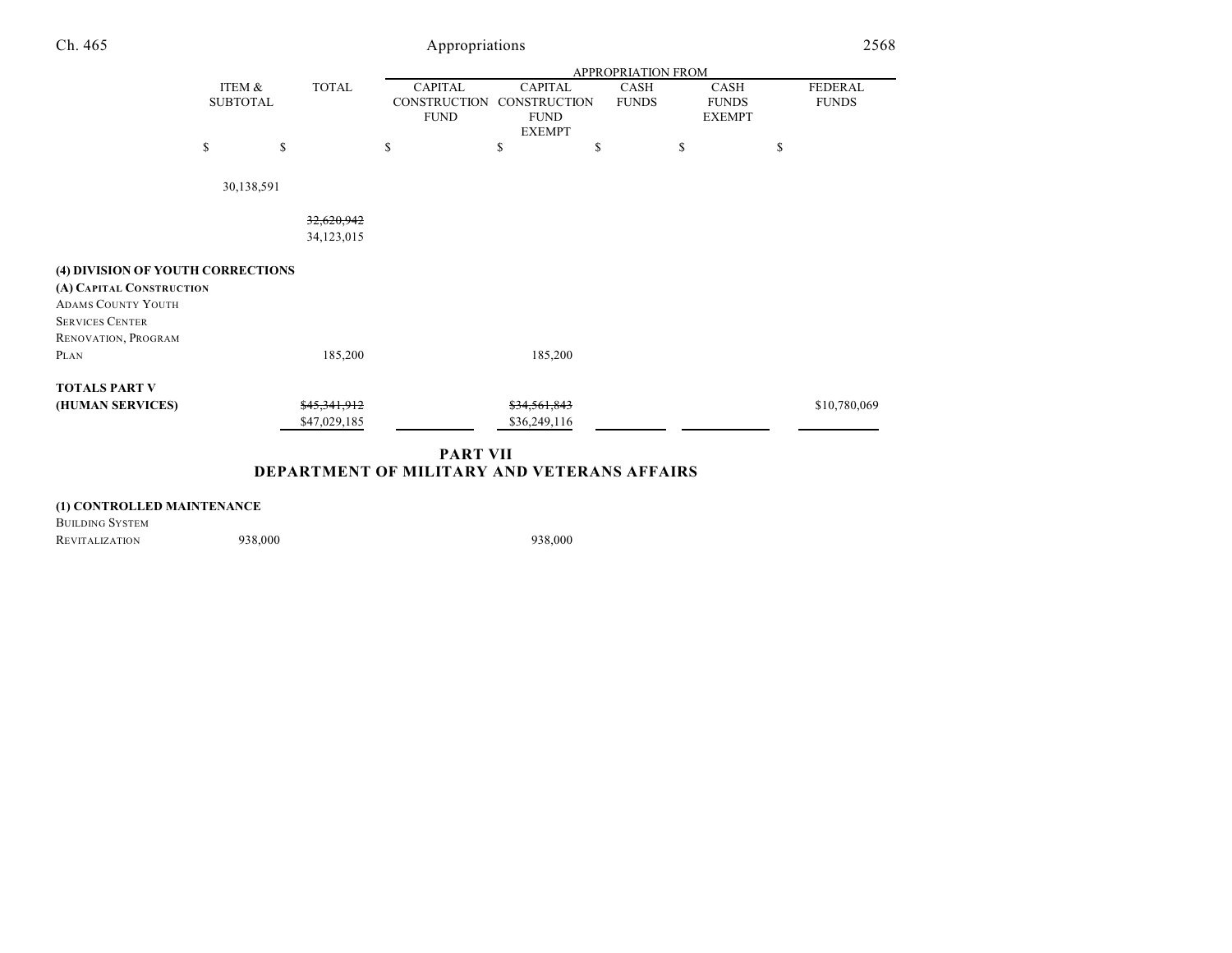| | ITEM & SUBTOTAL | TOTAL | APPROPRIATION FROM | | | | |
|---|---|---|---|---|---|---|---|
| | | | CAPITAL CONSTRUCTION FUND | CAPITAL CONSTRUCTION FUND EXEMPT | CASH FUNDS | CASH FUNDS EXEMPT | FEDERAL FUNDS |
| | $ | $ | $ | $ | $ | $ | $ |
| | 30,138,591 | | | | | | |
| | | ~~32,620,942~~ 34,123,015 | | | | | |
| **(4) DIVISION OF YOUTH CORRECTIONS** | | | | | | | |
| **(A) CAPITAL CONSTRUCTION** | | | | | | | |
| ADAMS COUNTY YOUTH SERVICES CENTER RENOVATION, PROGRAM PLAN | | 185,200 | | 185,200 | | | |
| **TOTALS PART V (HUMAN SERVICES)** | | ~~$45,341,912~~ $47,029,185 | | ~~$34,561,843~~ $36,249,116 | | | $10,780,069 |

## PART VII
## DEPARTMENT OF MILITARY AND VETERANS AFFAIRS

| | ITEM & SUBTOTAL | TOTAL | CAPITAL CONSTRUCTION FUND | CAPITAL CONSTRUCTION FUND EXEMPT | CASH FUNDS | CASH FUNDS EXEMPT | FEDERAL FUNDS |
|---|---|---|---|---|---|---|---|
| **(1) CONTROLLED MAINTENANCE** | | | | | | | |
| BUILDING SYSTEM REVITALIZATION | 938,000 | | | 938,000 | | | |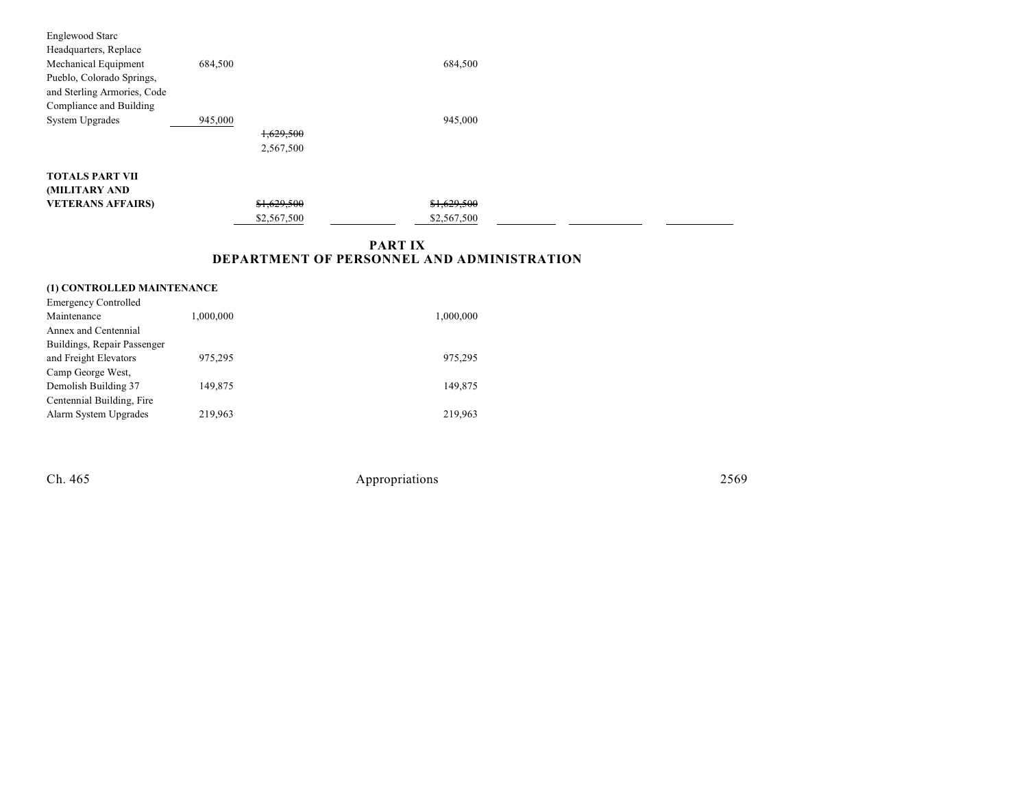| | | | | | | | |
|---|---|---|---|---|---|---|---|
| Englewood Starc Headquarters, Replace Mechanical Equipment | 684,500 | | | 684,500 | | | |
| Pueblo, Colorado Springs, and Sterling Armories, Code Compliance and Building System Upgrades | 945,000 | | | 945,000 | | | |
| | | ~~1,629,500~~<br>2,567,500 | | | | | |
| **TOTALS PART VII (MILITARY AND VETERANS AFFAIRS)** | | ~~$1,629,500~~<br>$2,567,500 | | ~~$1,629,500~~<br>$2,567,500 | | | |

## PART IX
## DEPARTMENT OF PERSONNEL AND ADMINISTRATION

**(1) CONTROLLED MAINTENANCE**

| | | | | | | | |
|---|---|---|---|---|---|---|---|
| Emergency Controlled Maintenance | 1,000,000 | | | 1,000,000 | | | |
| Annex and Centennial Buildings, Repair Passenger and Freight Elevators | 975,295 | | | 975,295 | | | |
| Camp George West, Demolish Building 37 | 149,875 | | | 149,875 | | | |
| Centennial Building, Fire Alarm System Upgrades | 219,963 | | | 219,963 | | | |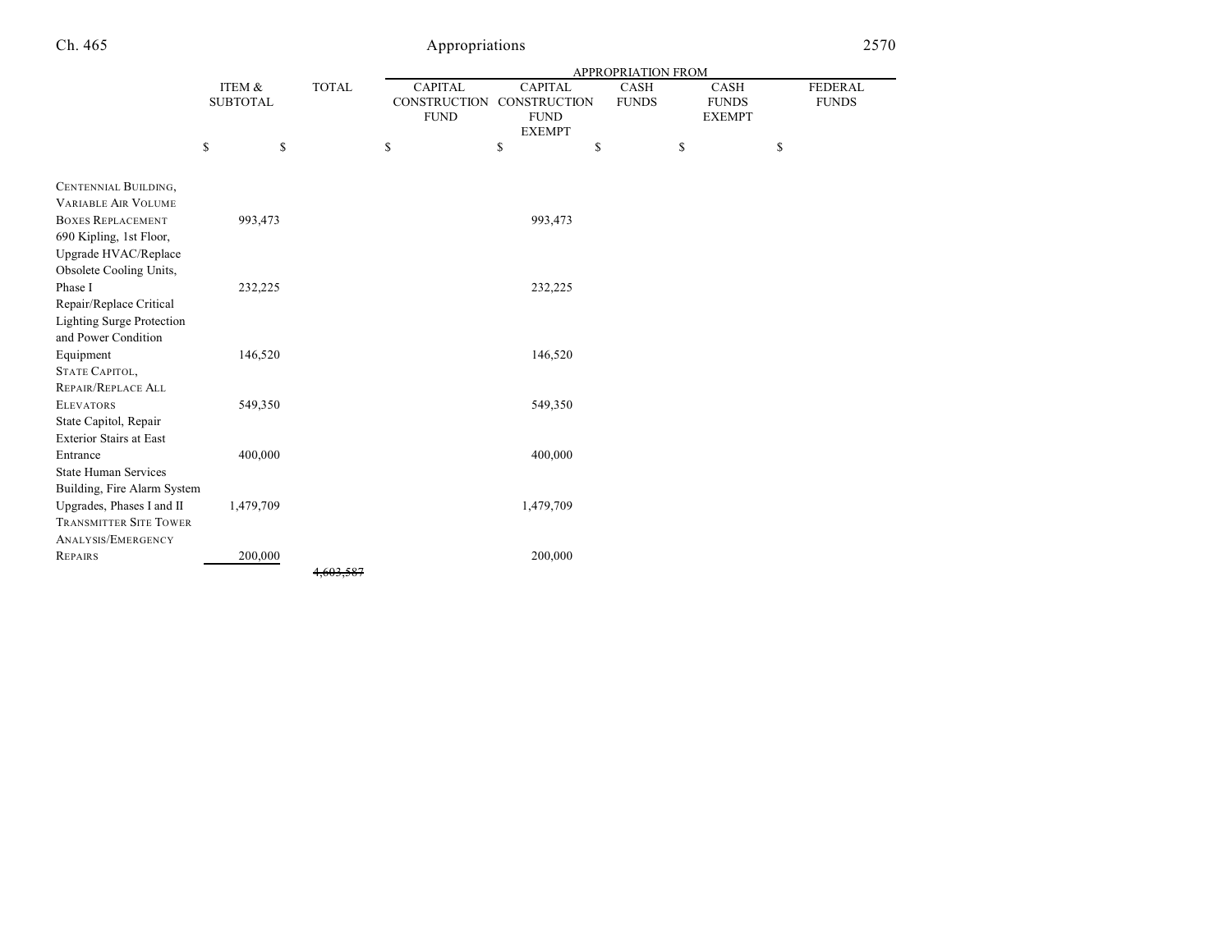| | ITEM & SUBTOTAL | TOTAL | APPROPRIATION FROM CAPITAL CONSTRUCTION FUND | CAPITAL CONSTRUCTION FUND EXEMPT | CASH FUNDS | CASH FUNDS EXEMPT | FEDERAL FUNDS |
|---|---|---|---|---|---|---|---|
| | $ | $ | $ | $ | $ | $ | $ |
| CENTENNIAL BUILDING, VARIABLE AIR VOLUME BOXES REPLACEMENT | 993,473 | | | 993,473 | | | |
| 690 Kipling, 1st Floor, Upgrade HVAC/Replace Obsolete Cooling Units, Phase I | 232,225 | | | 232,225 | | | |
| Repair/Replace Critical Lighting Surge Protection and Power Condition Equipment | 146,520 | | | 146,520 | | | |
| STATE CAPITOL, REPAIR/REPLACE ALL ELEVATORS | 549,350 | | | 549,350 | | | |
| State Capitol, Repair Exterior Stairs at East Entrance | 400,000 | | | 400,000 | | | |
| State Human Services Building, Fire Alarm System Upgrades, Phases I and II | 1,479,709 | | | 1,479,709 | | | |
| TRANSMITTER SITE TOWER ANALYSIS/EMERGENCY REPAIRS | 200,000 | | | 200,000 | | | |
| | | ~~4,603,587~~ | | | | | |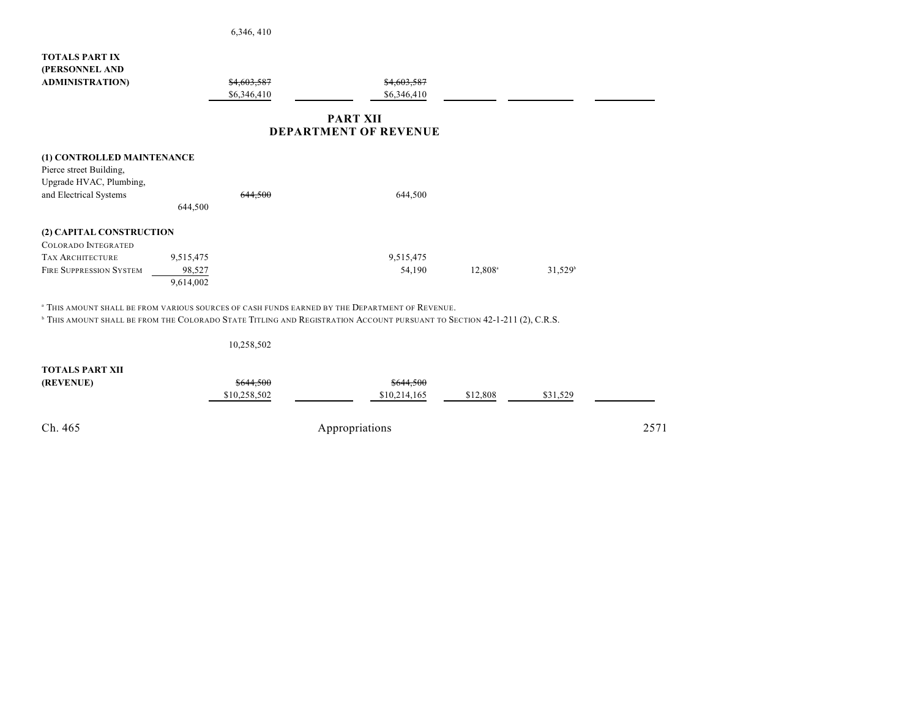| | | | | | | |
|---|---|---|---|---|---|---|
| | | 6,346, 410 | | | | |
| **TOTALS PART IX (PERSONNEL AND ADMINISTRATION)** | | ~~$4,603,587~~ $6,346,410 | | ~~$4,603,587~~ $6,346,410 | | |

## PART XII
## DEPARTMENT OF REVENUE

| | | | | | | |
|---|---|---|---|---|---|---|
| **(1) CONTROLLED MAINTENANCE** | | | | | | |
| Pierce street Building, Upgrade HVAC, Plumbing, and Electrical Systems | | ~~644,500~~ | | 644,500 | | |
| | 644,500 | | | | | |
| **(2) CAPITAL CONSTRUCTION** | | | | | | |
| COLORADO INTEGRATED TAX ARCHITECTURE | 9,515,475 | | | 9,515,475 | | |
| FIRE SUPPRESSION SYSTEM | 98,527 | | | 54,190 | 12,808[a] | 31,529[b] |
| | 9,614,002 | | | | | |

[a] THIS AMOUNT SHALL BE FROM VARIOUS SOURCES OF CASH FUNDS EARNED BY THE DEPARTMENT OF REVENUE.
[b] THIS AMOUNT SHALL BE FROM THE COLORADO STATE TITLING AND REGISTRATION ACCOUNT PURSUANT TO SECTION 42-1-211 (2), C.R.S.

| | | | | | | |
|---|---|---|---|---|---|---|
| | | 10,258,502 | | | | |
| **TOTALS PART XII (REVENUE)** | | ~~$644,500~~ $10,258,502 | | ~~$644,500~~ $10,214,165 | $12,808 | $31,529 |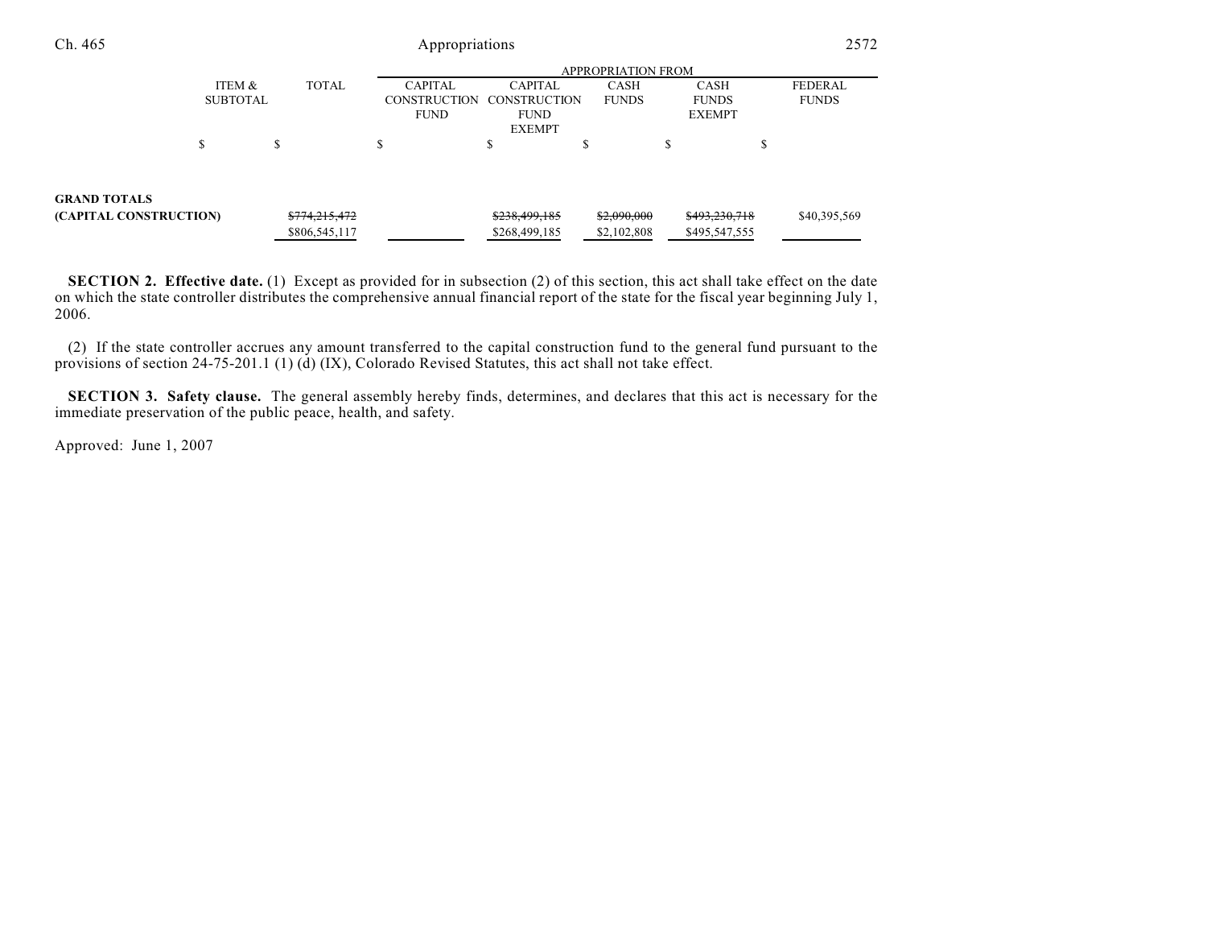| | ITEM & SUBTOTAL | TOTAL | APPROPRIATION FROM CAPITAL CONSTRUCTION FUND | CAPITAL CONSTRUCTION FUND EXEMPT | CASH FUNDS | CASH FUNDS EXEMPT | FEDERAL FUNDS |
|---|---|---|---|---|---|---|---|
| | $ | $ | $ | $ | $ | $ | $ |
| **GRAND TOTALS** | | | | | | | |
| **(CAPITAL CONSTRUCTION)** | | ~~$774,215,472~~ | | ~~$238,499,185~~ | ~~$2,090,000~~ | ~~$493,230,718~~ | $40,395,569 |
| | | $806,545,117 | | $268,499,185 | $2,102,808 | $495,547,555 | |

**SECTION 2. Effective date.** (1) Except as provided for in subsection (2) of this section, this act shall take effect on the date on which the state controller distributes the comprehensive annual financial report of the state for the fiscal year beginning July 1, 2006.

(2) If the state controller accrues any amount transferred to the capital construction fund to the general fund pursuant to the provisions of section 24-75-201.1 (1) (d) (IX), Colorado Revised Statutes, this act shall not take effect.

**SECTION 3. Safety clause.** The general assembly hereby finds, determines, and declares that this act is necessary for the immediate preservation of the public peace, health, and safety.

Approved: June 1, 2007